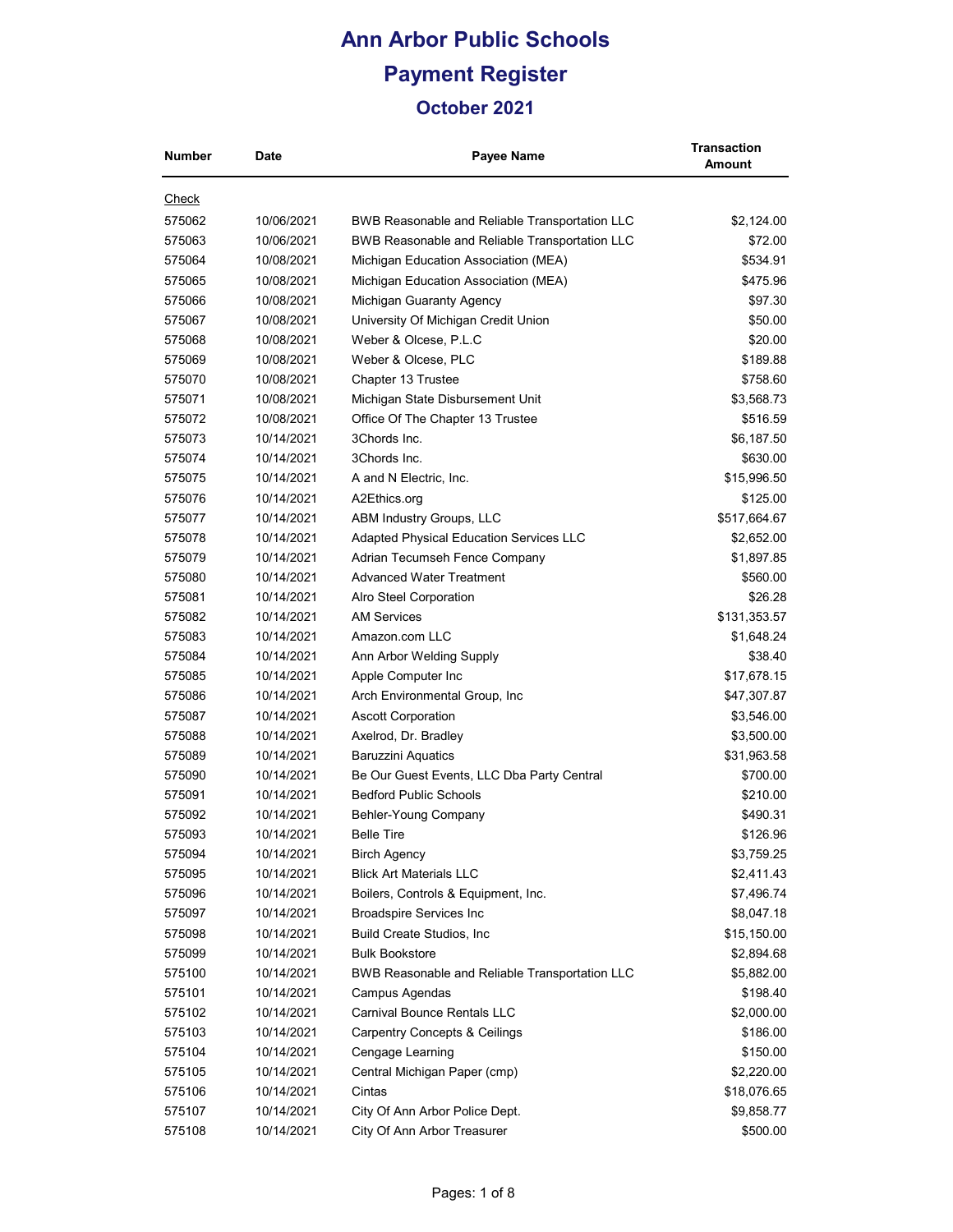# Ann Arbor Public Schools

## Payment Register

### October 2021

| Number | Date | Payee Name | Transaction Amount |
|---|---|---|---|
| Check | | | |
| 575062 | 10/06/2021 | BWB Reasonable and Reliable Transportation LLC | $2,124.00 |
| 575063 | 10/06/2021 | BWB Reasonable and Reliable Transportation LLC | $72.00 |
| 575064 | 10/08/2021 | Michigan Education Association (MEA) | $534.91 |
| 575065 | 10/08/2021 | Michigan Education Association (MEA) | $475.96 |
| 575066 | 10/08/2021 | Michigan Guaranty Agency | $97.30 |
| 575067 | 10/08/2021 | University Of Michigan Credit Union | $50.00 |
| 575068 | 10/08/2021 | Weber & Olcese, P.L.C | $20.00 |
| 575069 | 10/08/2021 | Weber & Olcese, PLC | $189.88 |
| 575070 | 10/08/2021 | Chapter 13 Trustee | $758.60 |
| 575071 | 10/08/2021 | Michigan State Disbursement Unit | $3,568.73 |
| 575072 | 10/08/2021 | Office Of The Chapter 13 Trustee | $516.59 |
| 575073 | 10/14/2021 | 3Chords Inc. | $6,187.50 |
| 575074 | 10/14/2021 | 3Chords Inc. | $630.00 |
| 575075 | 10/14/2021 | A and N Electric, Inc. | $15,996.50 |
| 575076 | 10/14/2021 | A2Ethics.org | $125.00 |
| 575077 | 10/14/2021 | ABM Industry Groups, LLC | $517,664.67 |
| 575078 | 10/14/2021 | Adapted Physical Education Services LLC | $2,652.00 |
| 575079 | 10/14/2021 | Adrian Tecumseh Fence Company | $1,897.85 |
| 575080 | 10/14/2021 | Advanced Water Treatment | $560.00 |
| 575081 | 10/14/2021 | Alro Steel Corporation | $26.28 |
| 575082 | 10/14/2021 | AM Services | $131,353.57 |
| 575083 | 10/14/2021 | Amazon.com LLC | $1,648.24 |
| 575084 | 10/14/2021 | Ann Arbor Welding Supply | $38.40 |
| 575085 | 10/14/2021 | Apple Computer Inc | $17,678.15 |
| 575086 | 10/14/2021 | Arch Environmental Group, Inc | $47,307.87 |
| 575087 | 10/14/2021 | Ascott Corporation | $3,546.00 |
| 575088 | 10/14/2021 | Axelrod, Dr. Bradley | $3,500.00 |
| 575089 | 10/14/2021 | Baruzzini Aquatics | $31,963.58 |
| 575090 | 10/14/2021 | Be Our Guest Events, LLC Dba Party Central | $700.00 |
| 575091 | 10/14/2021 | Bedford Public Schools | $210.00 |
| 575092 | 10/14/2021 | Behler-Young Company | $490.31 |
| 575093 | 10/14/2021 | Belle Tire | $126.96 |
| 575094 | 10/14/2021 | Birch Agency | $3,759.25 |
| 575095 | 10/14/2021 | Blick Art Materials LLC | $2,411.43 |
| 575096 | 10/14/2021 | Boilers, Controls & Equipment, Inc. | $7,496.74 |
| 575097 | 10/14/2021 | Broadspire Services Inc | $8,047.18 |
| 575098 | 10/14/2021 | Build Create Studios, Inc | $15,150.00 |
| 575099 | 10/14/2021 | Bulk Bookstore | $2,894.68 |
| 575100 | 10/14/2021 | BWB Reasonable and Reliable Transportation LLC | $5,882.00 |
| 575101 | 10/14/2021 | Campus Agendas | $198.40 |
| 575102 | 10/14/2021 | Carnival Bounce Rentals LLC | $2,000.00 |
| 575103 | 10/14/2021 | Carpentry Concepts & Ceilings | $186.00 |
| 575104 | 10/14/2021 | Cengage Learning | $150.00 |
| 575105 | 10/14/2021 | Central Michigan Paper (cmp) | $2,220.00 |
| 575106 | 10/14/2021 | Cintas | $18,076.65 |
| 575107 | 10/14/2021 | City Of Ann Arbor Police Dept. | $9,858.77 |
| 575108 | 10/14/2021 | City Of Ann Arbor Treasurer | $500.00 |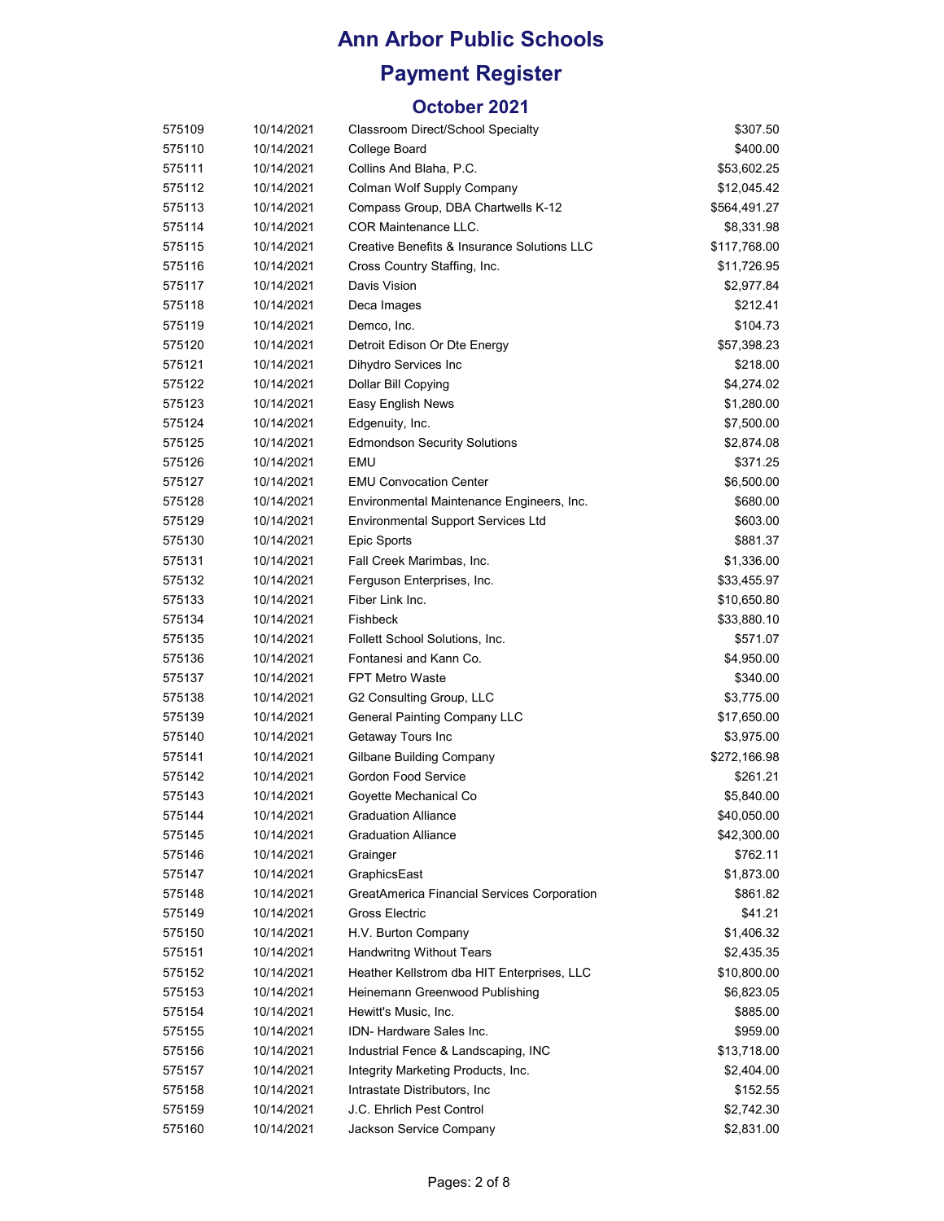# Ann Arbor Public Schools

## Payment Register

### October 2021

| | | | |
|---|---|---|---|
| 575109 | 10/14/2021 | Classroom Direct/School Specialty | $307.50 |
| 575110 | 10/14/2021 | College Board | $400.00 |
| 575111 | 10/14/2021 | Collins And Blaha, P.C. | $53,602.25 |
| 575112 | 10/14/2021 | Colman Wolf Supply Company | $12,045.42 |
| 575113 | 10/14/2021 | Compass Group, DBA Chartwells K-12 | $564,491.27 |
| 575114 | 10/14/2021 | COR Maintenance LLC. | $8,331.98 |
| 575115 | 10/14/2021 | Creative Benefits & Insurance Solutions LLC | $117,768.00 |
| 575116 | 10/14/2021 | Cross Country Staffing, Inc. | $11,726.95 |
| 575117 | 10/14/2021 | Davis Vision | $2,977.84 |
| 575118 | 10/14/2021 | Deca Images | $212.41 |
| 575119 | 10/14/2021 | Demco, Inc. | $104.73 |
| 575120 | 10/14/2021 | Detroit Edison Or Dte Energy | $57,398.23 |
| 575121 | 10/14/2021 | Dihydro Services Inc | $218.00 |
| 575122 | 10/14/2021 | Dollar Bill Copying | $4,274.02 |
| 575123 | 10/14/2021 | Easy English News | $1,280.00 |
| 575124 | 10/14/2021 | Edgenuity, Inc. | $7,500.00 |
| 575125 | 10/14/2021 | Edmondson Security Solutions | $2,874.08 |
| 575126 | 10/14/2021 | EMU | $371.25 |
| 575127 | 10/14/2021 | EMU Convocation Center | $6,500.00 |
| 575128 | 10/14/2021 | Environmental Maintenance Engineers, Inc. | $680.00 |
| 575129 | 10/14/2021 | Environmental Support Services Ltd | $603.00 |
| 575130 | 10/14/2021 | Epic Sports | $881.37 |
| 575131 | 10/14/2021 | Fall Creek Marimbas, Inc. | $1,336.00 |
| 575132 | 10/14/2021 | Ferguson Enterprises, Inc. | $33,455.97 |
| 575133 | 10/14/2021 | Fiber Link Inc. | $10,650.80 |
| 575134 | 10/14/2021 | Fishbeck | $33,880.10 |
| 575135 | 10/14/2021 | Follett School Solutions, Inc. | $571.07 |
| 575136 | 10/14/2021 | Fontanesi and Kann Co. | $4,950.00 |
| 575137 | 10/14/2021 | FPT Metro Waste | $340.00 |
| 575138 | 10/14/2021 | G2 Consulting Group, LLC | $3,775.00 |
| 575139 | 10/14/2021 | General Painting Company LLC | $17,650.00 |
| 575140 | 10/14/2021 | Getaway Tours Inc | $3,975.00 |
| 575141 | 10/14/2021 | Gilbane Building Company | $272,166.98 |
| 575142 | 10/14/2021 | Gordon Food Service | $261.21 |
| 575143 | 10/14/2021 | Goyette Mechanical Co | $5,840.00 |
| 575144 | 10/14/2021 | Graduation Alliance | $40,050.00 |
| 575145 | 10/14/2021 | Graduation Alliance | $42,300.00 |
| 575146 | 10/14/2021 | Grainger | $762.11 |
| 575147 | 10/14/2021 | GraphicsEast | $1,873.00 |
| 575148 | 10/14/2021 | GreatAmerica Financial Services Corporation | $861.82 |
| 575149 | 10/14/2021 | Gross Electric | $41.21 |
| 575150 | 10/14/2021 | H.V. Burton Company | $1,406.32 |
| 575151 | 10/14/2021 | Handwritng Without Tears | $2,435.35 |
| 575152 | 10/14/2021 | Heather Kellstrom dba HIT Enterprises, LLC | $10,800.00 |
| 575153 | 10/14/2021 | Heinemann Greenwood Publishing | $6,823.05 |
| 575154 | 10/14/2021 | Hewitt's Music, Inc. | $885.00 |
| 575155 | 10/14/2021 | IDN- Hardware Sales Inc. | $959.00 |
| 575156 | 10/14/2021 | Industrial Fence & Landscaping, INC | $13,718.00 |
| 575157 | 10/14/2021 | Integrity Marketing Products, Inc. | $2,404.00 |
| 575158 | 10/14/2021 | Intrastate Distributors, Inc | $152.55 |
| 575159 | 10/14/2021 | J.C. Ehrlich Pest Control | $2,742.30 |
| 575160 | 10/14/2021 | Jackson Service Company | $2,831.00 |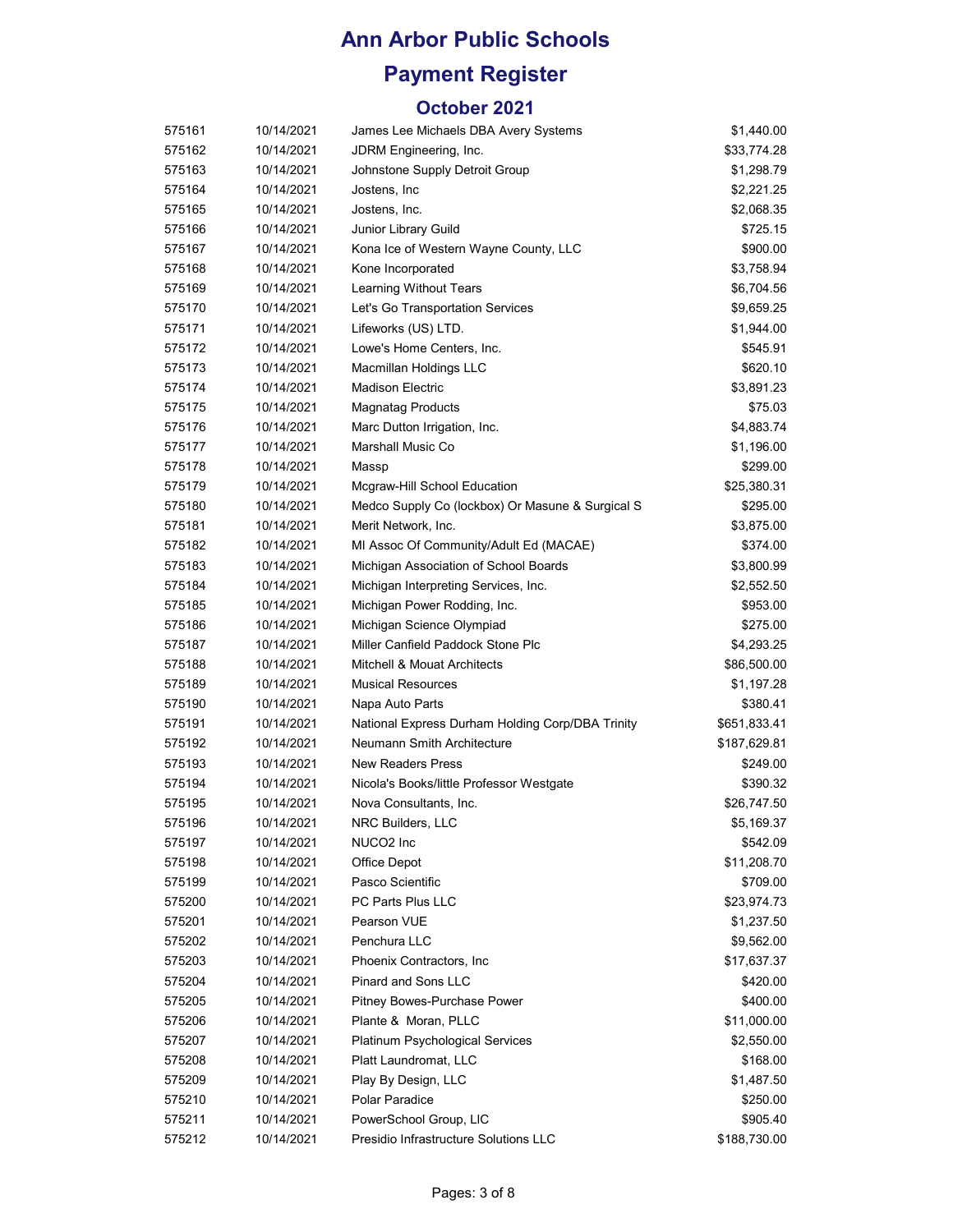# Ann Arbor Public Schools

## Payment Register

### October 2021

| | | | |
|---|---|---|---|
| 575161 | 10/14/2021 | James Lee Michaels DBA Avery Systems | $1,440.00 |
| 575162 | 10/14/2021 | JDRM Engineering, Inc. | $33,774.28 |
| 575163 | 10/14/2021 | Johnstone Supply Detroit Group | $1,298.79 |
| 575164 | 10/14/2021 | Jostens, Inc | $2,221.25 |
| 575165 | 10/14/2021 | Jostens, Inc. | $2,068.35 |
| 575166 | 10/14/2021 | Junior Library Guild | $725.15 |
| 575167 | 10/14/2021 | Kona Ice of Western Wayne County, LLC | $900.00 |
| 575168 | 10/14/2021 | Kone Incorporated | $3,758.94 |
| 575169 | 10/14/2021 | Learning Without Tears | $6,704.56 |
| 575170 | 10/14/2021 | Let's Go Transportation Services | $9,659.25 |
| 575171 | 10/14/2021 | Lifeworks (US) LTD. | $1,944.00 |
| 575172 | 10/14/2021 | Lowe's Home Centers, Inc. | $545.91 |
| 575173 | 10/14/2021 | Macmillan Holdings LLC | $620.10 |
| 575174 | 10/14/2021 | Madison Electric | $3,891.23 |
| 575175 | 10/14/2021 | Magnatag Products | $75.03 |
| 575176 | 10/14/2021 | Marc Dutton Irrigation, Inc. | $4,883.74 |
| 575177 | 10/14/2021 | Marshall Music Co | $1,196.00 |
| 575178 | 10/14/2021 | Massp | $299.00 |
| 575179 | 10/14/2021 | Mcgraw-Hill School Education | $25,380.31 |
| 575180 | 10/14/2021 | Medco Supply Co (lockbox) Or Masune & Surgical S | $295.00 |
| 575181 | 10/14/2021 | Merit Network, Inc. | $3,875.00 |
| 575182 | 10/14/2021 | MI Assoc Of Community/Adult Ed (MACAE) | $374.00 |
| 575183 | 10/14/2021 | Michigan Association of School Boards | $3,800.99 |
| 575184 | 10/14/2021 | Michigan Interpreting Services, Inc. | $2,552.50 |
| 575185 | 10/14/2021 | Michigan Power Rodding, Inc. | $953.00 |
| 575186 | 10/14/2021 | Michigan Science Olympiad | $275.00 |
| 575187 | 10/14/2021 | Miller Canfield Paddock Stone Plc | $4,293.25 |
| 575188 | 10/14/2021 | Mitchell & Mouat Architects | $86,500.00 |
| 575189 | 10/14/2021 | Musical Resources | $1,197.28 |
| 575190 | 10/14/2021 | Napa Auto Parts | $380.41 |
| 575191 | 10/14/2021 | National Express Durham Holding Corp/DBA Trinity | $651,833.41 |
| 575192 | 10/14/2021 | Neumann Smith Architecture | $187,629.81 |
| 575193 | 10/14/2021 | New Readers Press | $249.00 |
| 575194 | 10/14/2021 | Nicola's Books/little Professor Westgate | $390.32 |
| 575195 | 10/14/2021 | Nova Consultants, Inc. | $26,747.50 |
| 575196 | 10/14/2021 | NRC Builders, LLC | $5,169.37 |
| 575197 | 10/14/2021 | NUCO2 Inc | $542.09 |
| 575198 | 10/14/2021 | Office Depot | $11,208.70 |
| 575199 | 10/14/2021 | Pasco Scientific | $709.00 |
| 575200 | 10/14/2021 | PC Parts Plus LLC | $23,974.73 |
| 575201 | 10/14/2021 | Pearson VUE | $1,237.50 |
| 575202 | 10/14/2021 | Penchura LLC | $9,562.00 |
| 575203 | 10/14/2021 | Phoenix Contractors, Inc | $17,637.37 |
| 575204 | 10/14/2021 | Pinard and Sons LLC | $420.00 |
| 575205 | 10/14/2021 | Pitney Bowes-Purchase Power | $400.00 |
| 575206 | 10/14/2021 | Plante & Moran, PLLC | $11,000.00 |
| 575207 | 10/14/2021 | Platinum Psychological Services | $2,550.00 |
| 575208 | 10/14/2021 | Platt Laundromat, LLC | $168.00 |
| 575209 | 10/14/2021 | Play By Design, LLC | $1,487.50 |
| 575210 | 10/14/2021 | Polar Paradice | $250.00 |
| 575211 | 10/14/2021 | PowerSchool Group, LlC | $905.40 |
| 575212 | 10/14/2021 | Presidio Infrastructure Solutions LLC | $188,730.00 |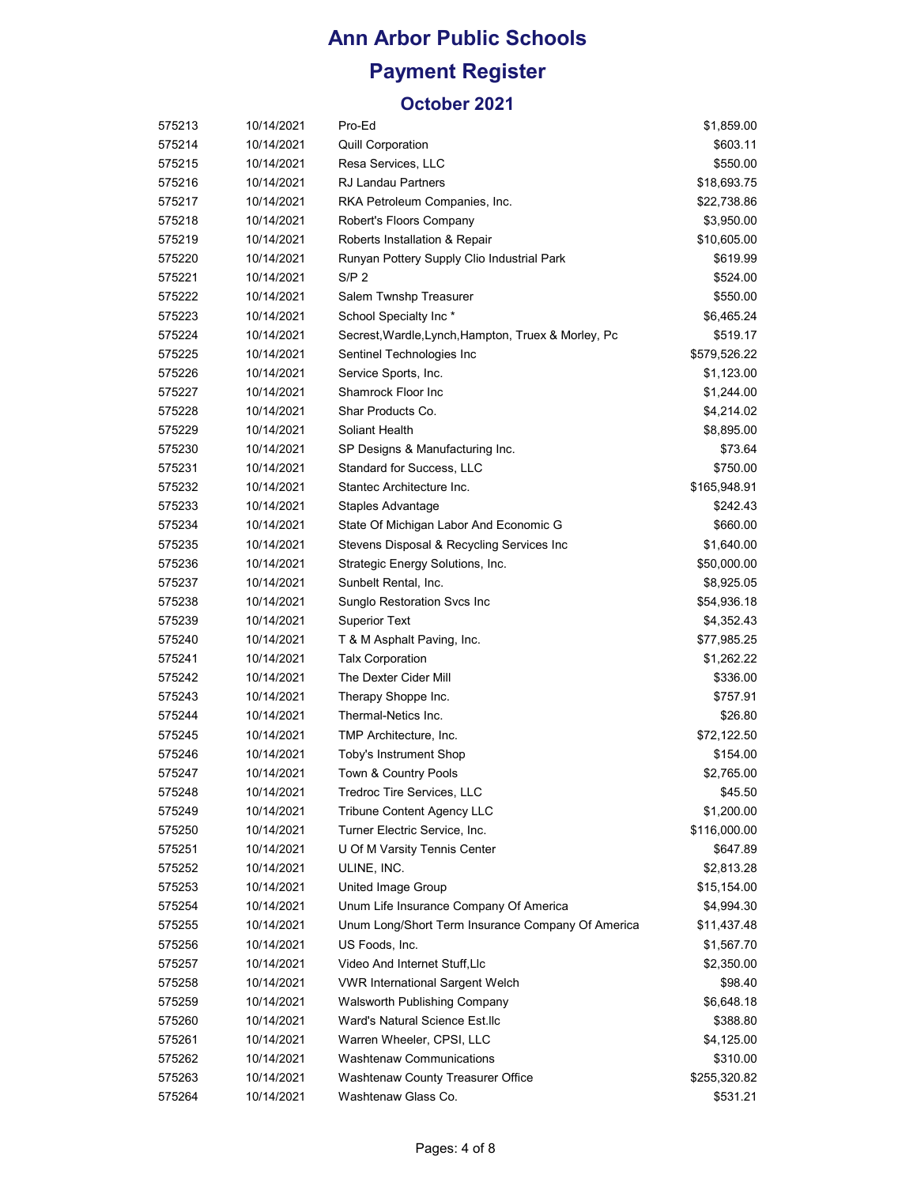# Ann Arbor Public Schools

## Payment Register

### October 2021

| | | | |
|---|---|---|---|
| 575213 | 10/14/2021 | Pro-Ed | $1,859.00 |
| 575214 | 10/14/2021 | Quill Corporation | $603.11 |
| 575215 | 10/14/2021 | Resa Services, LLC | $550.00 |
| 575216 | 10/14/2021 | RJ Landau Partners | $18,693.75 |
| 575217 | 10/14/2021 | RKA Petroleum Companies, Inc. | $22,738.86 |
| 575218 | 10/14/2021 | Robert's Floors Company | $3,950.00 |
| 575219 | 10/14/2021 | Roberts Installation & Repair | $10,605.00 |
| 575220 | 10/14/2021 | Runyan Pottery Supply Clio Industrial Park | $619.99 |
| 575221 | 10/14/2021 | S/P 2 | $524.00 |
| 575222 | 10/14/2021 | Salem Twnshp Treasurer | $550.00 |
| 575223 | 10/14/2021 | School Specialty Inc * | $6,465.24 |
| 575224 | 10/14/2021 | Secrest,Wardle,Lynch,Hampton, Truex & Morley, Pc | $519.17 |
| 575225 | 10/14/2021 | Sentinel Technologies Inc | $579,526.22 |
| 575226 | 10/14/2021 | Service Sports, Inc. | $1,123.00 |
| 575227 | 10/14/2021 | Shamrock Floor Inc | $1,244.00 |
| 575228 | 10/14/2021 | Shar Products Co. | $4,214.02 |
| 575229 | 10/14/2021 | Soliant Health | $8,895.00 |
| 575230 | 10/14/2021 | SP Designs & Manufacturing Inc. | $73.64 |
| 575231 | 10/14/2021 | Standard for Success, LLC | $750.00 |
| 575232 | 10/14/2021 | Stantec Architecture Inc. | $165,948.91 |
| 575233 | 10/14/2021 | Staples Advantage | $242.43 |
| 575234 | 10/14/2021 | State Of Michigan Labor And Economic G | $660.00 |
| 575235 | 10/14/2021 | Stevens Disposal & Recycling Services Inc | $1,640.00 |
| 575236 | 10/14/2021 | Strategic Energy Solutions, Inc. | $50,000.00 |
| 575237 | 10/14/2021 | Sunbelt Rental, Inc. | $8,925.05 |
| 575238 | 10/14/2021 | Sunglo Restoration Svcs Inc | $54,936.18 |
| 575239 | 10/14/2021 | Superior Text | $4,352.43 |
| 575240 | 10/14/2021 | T & M Asphalt Paving, Inc. | $77,985.25 |
| 575241 | 10/14/2021 | Talx Corporation | $1,262.22 |
| 575242 | 10/14/2021 | The Dexter Cider Mill | $336.00 |
| 575243 | 10/14/2021 | Therapy Shoppe Inc. | $757.91 |
| 575244 | 10/14/2021 | Thermal-Netics Inc. | $26.80 |
| 575245 | 10/14/2021 | TMP Architecture, Inc. | $72,122.50 |
| 575246 | 10/14/2021 | Toby's Instrument Shop | $154.00 |
| 575247 | 10/14/2021 | Town & Country Pools | $2,765.00 |
| 575248 | 10/14/2021 | Tredroc Tire Services, LLC | $45.50 |
| 575249 | 10/14/2021 | Tribune Content Agency LLC | $1,200.00 |
| 575250 | 10/14/2021 | Turner Electric Service, Inc. | $116,000.00 |
| 575251 | 10/14/2021 | U Of M Varsity Tennis Center | $647.89 |
| 575252 | 10/14/2021 | ULINE, INC. | $2,813.28 |
| 575253 | 10/14/2021 | United Image Group | $15,154.00 |
| 575254 | 10/14/2021 | Unum Life Insurance Company Of America | $4,994.30 |
| 575255 | 10/14/2021 | Unum Long/Short Term Insurance Company Of America | $11,437.48 |
| 575256 | 10/14/2021 | US Foods, Inc. | $1,567.70 |
| 575257 | 10/14/2021 | Video And Internet Stuff,Llc | $2,350.00 |
| 575258 | 10/14/2021 | VWR International Sargent Welch | $98.40 |
| 575259 | 10/14/2021 | Walsworth Publishing Company | $6,648.18 |
| 575260 | 10/14/2021 | Ward's Natural Science Est.llc | $388.80 |
| 575261 | 10/14/2021 | Warren Wheeler, CPSI, LLC | $4,125.00 |
| 575262 | 10/14/2021 | Washtenaw Communications | $310.00 |
| 575263 | 10/14/2021 | Washtenaw County Treasurer Office | $255,320.82 |
| 575264 | 10/14/2021 | Washtenaw Glass Co. | $531.21 |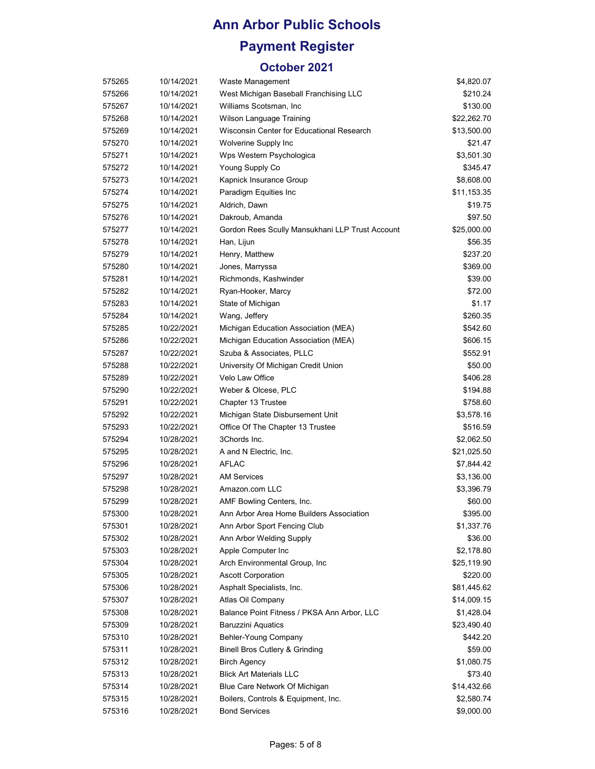# Ann Arbor Public Schools

## Payment Register

### October 2021

| | | | |
|---|---|---|---|
| 575265 | 10/14/2021 | Waste Management | $4,820.07 |
| 575266 | 10/14/2021 | West Michigan Baseball Franchising LLC | $210.24 |
| 575267 | 10/14/2021 | Williams Scotsman, Inc | $130.00 |
| 575268 | 10/14/2021 | Wilson Language Training | $22,262.70 |
| 575269 | 10/14/2021 | Wisconsin Center for Educational Research | $13,500.00 |
| 575270 | 10/14/2021 | Wolverine Supply Inc | $21.47 |
| 575271 | 10/14/2021 | Wps Western Psychologica | $3,501.30 |
| 575272 | 10/14/2021 | Young Supply Co | $345.47 |
| 575273 | 10/14/2021 | Kapnick Insurance Group | $8,608.00 |
| 575274 | 10/14/2021 | Paradigm Equities Inc | $11,153.35 |
| 575275 | 10/14/2021 | Aldrich, Dawn | $19.75 |
| 575276 | 10/14/2021 | Dakroub, Amanda | $97.50 |
| 575277 | 10/14/2021 | Gordon Rees Scully Mansukhani LLP Trust Account | $25,000.00 |
| 575278 | 10/14/2021 | Han, Lijun | $56.35 |
| 575279 | 10/14/2021 | Henry, Matthew | $237.20 |
| 575280 | 10/14/2021 | Jones, Marryssa | $369.00 |
| 575281 | 10/14/2021 | Richmonds, Kashwinder | $39.00 |
| 575282 | 10/14/2021 | Ryan-Hooker, Marcy | $72.00 |
| 575283 | 10/14/2021 | State of Michigan | $1.17 |
| 575284 | 10/14/2021 | Wang, Jeffery | $260.35 |
| 575285 | 10/22/2021 | Michigan Education Association (MEA) | $542.60 |
| 575286 | 10/22/2021 | Michigan Education Association (MEA) | $606.15 |
| 575287 | 10/22/2021 | Szuba & Associates, PLLC | $552.91 |
| 575288 | 10/22/2021 | University Of Michigan Credit Union | $50.00 |
| 575289 | 10/22/2021 | Velo Law Office | $406.28 |
| 575290 | 10/22/2021 | Weber & Olcese, PLC | $194.88 |
| 575291 | 10/22/2021 | Chapter 13 Trustee | $758.60 |
| 575292 | 10/22/2021 | Michigan State Disbursement Unit | $3,578.16 |
| 575293 | 10/22/2021 | Office Of The Chapter 13 Trustee | $516.59 |
| 575294 | 10/28/2021 | 3Chords Inc. | $2,062.50 |
| 575295 | 10/28/2021 | A and N Electric, Inc. | $21,025.50 |
| 575296 | 10/28/2021 | AFLAC | $7,844.42 |
| 575297 | 10/28/2021 | AM Services | $3,136.00 |
| 575298 | 10/28/2021 | Amazon.com LLC | $3,396.79 |
| 575299 | 10/28/2021 | AMF Bowling Centers, Inc. | $60.00 |
| 575300 | 10/28/2021 | Ann Arbor Area Home Builders Association | $395.00 |
| 575301 | 10/28/2021 | Ann Arbor Sport Fencing Club | $1,337.76 |
| 575302 | 10/28/2021 | Ann Arbor Welding Supply | $36.00 |
| 575303 | 10/28/2021 | Apple Computer Inc | $2,178.80 |
| 575304 | 10/28/2021 | Arch Environmental Group, Inc | $25,119.90 |
| 575305 | 10/28/2021 | Ascott Corporation | $220.00 |
| 575306 | 10/28/2021 | Asphalt Specialists, Inc. | $81,445.62 |
| 575307 | 10/28/2021 | Atlas Oil Company | $14,009.15 |
| 575308 | 10/28/2021 | Balance Point Fitness / PKSA Ann Arbor, LLC | $1,428.04 |
| 575309 | 10/28/2021 | Baruzzini Aquatics | $23,490.40 |
| 575310 | 10/28/2021 | Behler-Young Company | $442.20 |
| 575311 | 10/28/2021 | Binell Bros Cutlery & Grinding | $59.00 |
| 575312 | 10/28/2021 | Birch Agency | $1,080.75 |
| 575313 | 10/28/2021 | Blick Art Materials LLC | $73.40 |
| 575314 | 10/28/2021 | Blue Care Network Of Michigan | $14,432.66 |
| 575315 | 10/28/2021 | Boilers, Controls & Equipment, Inc. | $2,580.74 |
| 575316 | 10/28/2021 | Bond Services | $9,000.00 |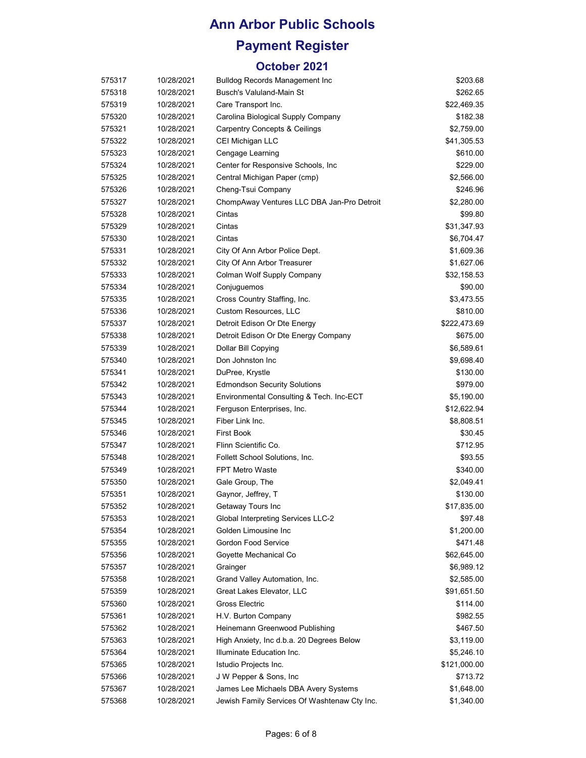# Ann Arbor Public Schools

## Payment Register

### October 2021

| | | | |
|---|---|---|---|
| 575317 | 10/28/2021 | Bulldog Records Management Inc | $203.68 |
| 575318 | 10/28/2021 | Busch's Valuland-Main St | $262.65 |
| 575319 | 10/28/2021 | Care Transport Inc. | $22,469.35 |
| 575320 | 10/28/2021 | Carolina Biological Supply Company | $182.38 |
| 575321 | 10/28/2021 | Carpentry Concepts & Ceilings | $2,759.00 |
| 575322 | 10/28/2021 | CEI Michigan LLC | $41,305.53 |
| 575323 | 10/28/2021 | Cengage Learning | $610.00 |
| 575324 | 10/28/2021 | Center for Responsive Schools, Inc | $229.00 |
| 575325 | 10/28/2021 | Central Michigan Paper (cmp) | $2,566.00 |
| 575326 | 10/28/2021 | Cheng-Tsui Company | $246.96 |
| 575327 | 10/28/2021 | ChompAway Ventures LLC DBA Jan-Pro Detroit | $2,280.00 |
| 575328 | 10/28/2021 | Cintas | $99.80 |
| 575329 | 10/28/2021 | Cintas | $31,347.93 |
| 575330 | 10/28/2021 | Cintas | $6,704.47 |
| 575331 | 10/28/2021 | City Of Ann Arbor Police Dept. | $1,609.36 |
| 575332 | 10/28/2021 | City Of Ann Arbor Treasurer | $1,627.06 |
| 575333 | 10/28/2021 | Colman Wolf Supply Company | $32,158.53 |
| 575334 | 10/28/2021 | Conjuguemos | $90.00 |
| 575335 | 10/28/2021 | Cross Country Staffing, Inc. | $3,473.55 |
| 575336 | 10/28/2021 | Custom Resources, LLC | $810.00 |
| 575337 | 10/28/2021 | Detroit Edison Or Dte Energy | $222,473.69 |
| 575338 | 10/28/2021 | Detroit Edison Or Dte Energy Company | $675.00 |
| 575339 | 10/28/2021 | Dollar Bill Copying | $6,589.61 |
| 575340 | 10/28/2021 | Don Johnston Inc | $9,698.40 |
| 575341 | 10/28/2021 | DuPree, Krystle | $130.00 |
| 575342 | 10/28/2021 | Edmondson Security Solutions | $979.00 |
| 575343 | 10/28/2021 | Environmental Consulting & Tech. Inc-ECT | $5,190.00 |
| 575344 | 10/28/2021 | Ferguson Enterprises, Inc. | $12,622.94 |
| 575345 | 10/28/2021 | Fiber Link Inc. | $8,808.51 |
| 575346 | 10/28/2021 | First Book | $30.45 |
| 575347 | 10/28/2021 | Flinn Scientific Co. | $712.95 |
| 575348 | 10/28/2021 | Follett School Solutions, Inc. | $93.55 |
| 575349 | 10/28/2021 | FPT Metro Waste | $340.00 |
| 575350 | 10/28/2021 | Gale Group, The | $2,049.41 |
| 575351 | 10/28/2021 | Gaynor, Jeffrey, T | $130.00 |
| 575352 | 10/28/2021 | Getaway Tours Inc | $17,835.00 |
| 575353 | 10/28/2021 | Global Interpreting Services LLC-2 | $97.48 |
| 575354 | 10/28/2021 | Golden Limousine Inc | $1,200.00 |
| 575355 | 10/28/2021 | Gordon Food Service | $471.48 |
| 575356 | 10/28/2021 | Goyette Mechanical Co | $62,645.00 |
| 575357 | 10/28/2021 | Grainger | $6,989.12 |
| 575358 | 10/28/2021 | Grand Valley Automation, Inc. | $2,585.00 |
| 575359 | 10/28/2021 | Great Lakes Elevator, LLC | $91,651.50 |
| 575360 | 10/28/2021 | Gross Electric | $114.00 |
| 575361 | 10/28/2021 | H.V. Burton Company | $982.55 |
| 575362 | 10/28/2021 | Heinemann Greenwood Publishing | $467.50 |
| 575363 | 10/28/2021 | High Anxiety, Inc d.b.a. 20 Degrees Below | $3,119.00 |
| 575364 | 10/28/2021 | Illuminate Education Inc. | $5,246.10 |
| 575365 | 10/28/2021 | Istudio Projects Inc. | $121,000.00 |
| 575366 | 10/28/2021 | J W Pepper & Sons, Inc | $713.72 |
| 575367 | 10/28/2021 | James Lee Michaels DBA Avery Systems | $1,648.00 |
| 575368 | 10/28/2021 | Jewish Family Services Of Washtenaw Cty Inc. | $1,340.00 |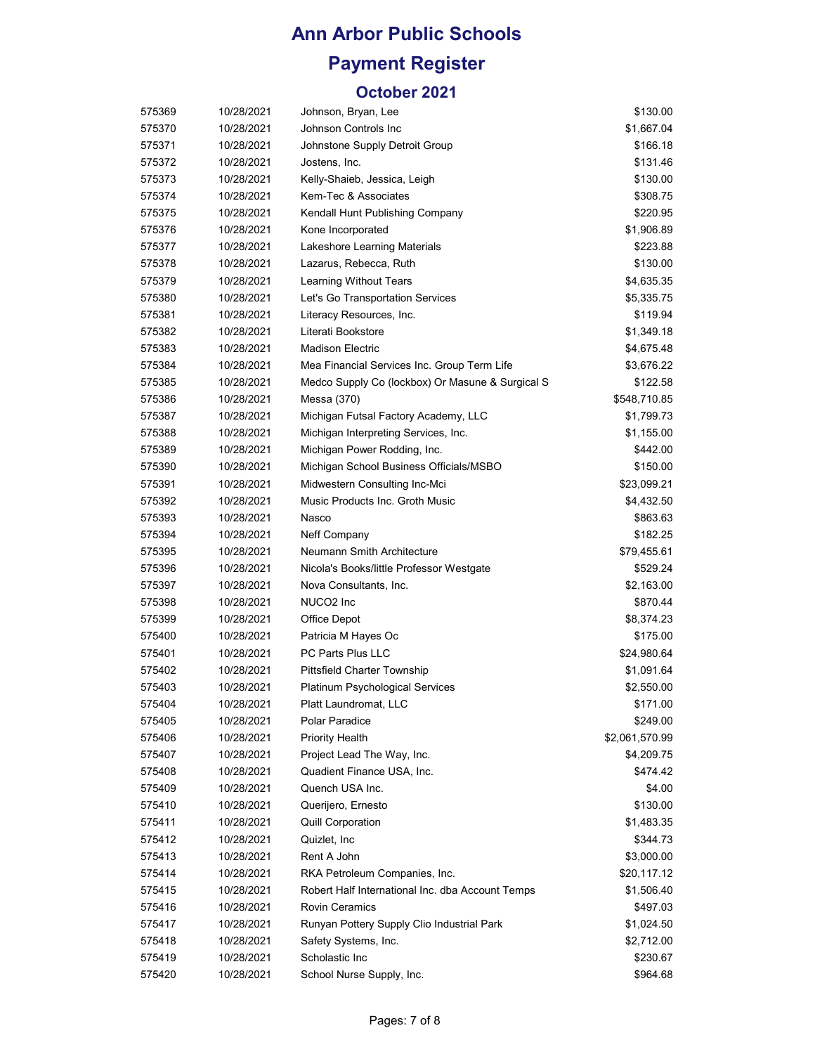# Ann Arbor Public Schools

## Payment Register

### October 2021

| | | | |
|---|---|---|---|
| 575369 | 10/28/2021 | Johnson, Bryan, Lee | $130.00 |
| 575370 | 10/28/2021 | Johnson Controls Inc | $1,667.04 |
| 575371 | 10/28/2021 | Johnstone Supply Detroit Group | $166.18 |
| 575372 | 10/28/2021 | Jostens, Inc. | $131.46 |
| 575373 | 10/28/2021 | Kelly-Shaieb, Jessica, Leigh | $130.00 |
| 575374 | 10/28/2021 | Kem-Tec & Associates | $308.75 |
| 575375 | 10/28/2021 | Kendall Hunt Publishing Company | $220.95 |
| 575376 | 10/28/2021 | Kone Incorporated | $1,906.89 |
| 575377 | 10/28/2021 | Lakeshore Learning Materials | $223.88 |
| 575378 | 10/28/2021 | Lazarus, Rebecca, Ruth | $130.00 |
| 575379 | 10/28/2021 | Learning Without Tears | $4,635.35 |
| 575380 | 10/28/2021 | Let's Go Transportation Services | $5,335.75 |
| 575381 | 10/28/2021 | Literacy Resources, Inc. | $119.94 |
| 575382 | 10/28/2021 | Literati Bookstore | $1,349.18 |
| 575383 | 10/28/2021 | Madison Electric | $4,675.48 |
| 575384 | 10/28/2021 | Mea Financial Services Inc. Group Term Life | $3,676.22 |
| 575385 | 10/28/2021 | Medco Supply Co (lockbox) Or Masune & Surgical S | $122.58 |
| 575386 | 10/28/2021 | Messa (370) | $548,710.85 |
| 575387 | 10/28/2021 | Michigan Futsal Factory Academy, LLC | $1,799.73 |
| 575388 | 10/28/2021 | Michigan Interpreting Services, Inc. | $1,155.00 |
| 575389 | 10/28/2021 | Michigan Power Rodding, Inc. | $442.00 |
| 575390 | 10/28/2021 | Michigan School Business Officials/MSBO | $150.00 |
| 575391 | 10/28/2021 | Midwestern Consulting Inc-Mci | $23,099.21 |
| 575392 | 10/28/2021 | Music Products Inc. Groth Music | $4,432.50 |
| 575393 | 10/28/2021 | Nasco | $863.63 |
| 575394 | 10/28/2021 | Neff Company | $182.25 |
| 575395 | 10/28/2021 | Neumann Smith Architecture | $79,455.61 |
| 575396 | 10/28/2021 | Nicola's Books/little Professor Westgate | $529.24 |
| 575397 | 10/28/2021 | Nova Consultants, Inc. | $2,163.00 |
| 575398 | 10/28/2021 | NUCO2 Inc | $870.44 |
| 575399 | 10/28/2021 | Office Depot | $8,374.23 |
| 575400 | 10/28/2021 | Patricia M Hayes Oc | $175.00 |
| 575401 | 10/28/2021 | PC Parts Plus LLC | $24,980.64 |
| 575402 | 10/28/2021 | Pittsfield Charter Township | $1,091.64 |
| 575403 | 10/28/2021 | Platinum Psychological Services | $2,550.00 |
| 575404 | 10/28/2021 | Platt Laundromat, LLC | $171.00 |
| 575405 | 10/28/2021 | Polar Paradice | $249.00 |
| 575406 | 10/28/2021 | Priority Health | $2,061,570.99 |
| 575407 | 10/28/2021 | Project Lead The Way, Inc. | $4,209.75 |
| 575408 | 10/28/2021 | Quadient Finance USA, Inc. | $474.42 |
| 575409 | 10/28/2021 | Quench USA Inc. | $4.00 |
| 575410 | 10/28/2021 | Querijero, Ernesto | $130.00 |
| 575411 | 10/28/2021 | Quill Corporation | $1,483.35 |
| 575412 | 10/28/2021 | Quizlet, Inc | $344.73 |
| 575413 | 10/28/2021 | Rent A John | $3,000.00 |
| 575414 | 10/28/2021 | RKA Petroleum Companies, Inc. | $20,117.12 |
| 575415 | 10/28/2021 | Robert Half International Inc. dba Account Temps | $1,506.40 |
| 575416 | 10/28/2021 | Rovin Ceramics | $497.03 |
| 575417 | 10/28/2021 | Runyan Pottery Supply Clio Industrial Park | $1,024.50 |
| 575418 | 10/28/2021 | Safety Systems, Inc. | $2,712.00 |
| 575419 | 10/28/2021 | Scholastic Inc | $230.67 |
| 575420 | 10/28/2021 | School Nurse Supply, Inc. | $964.68 |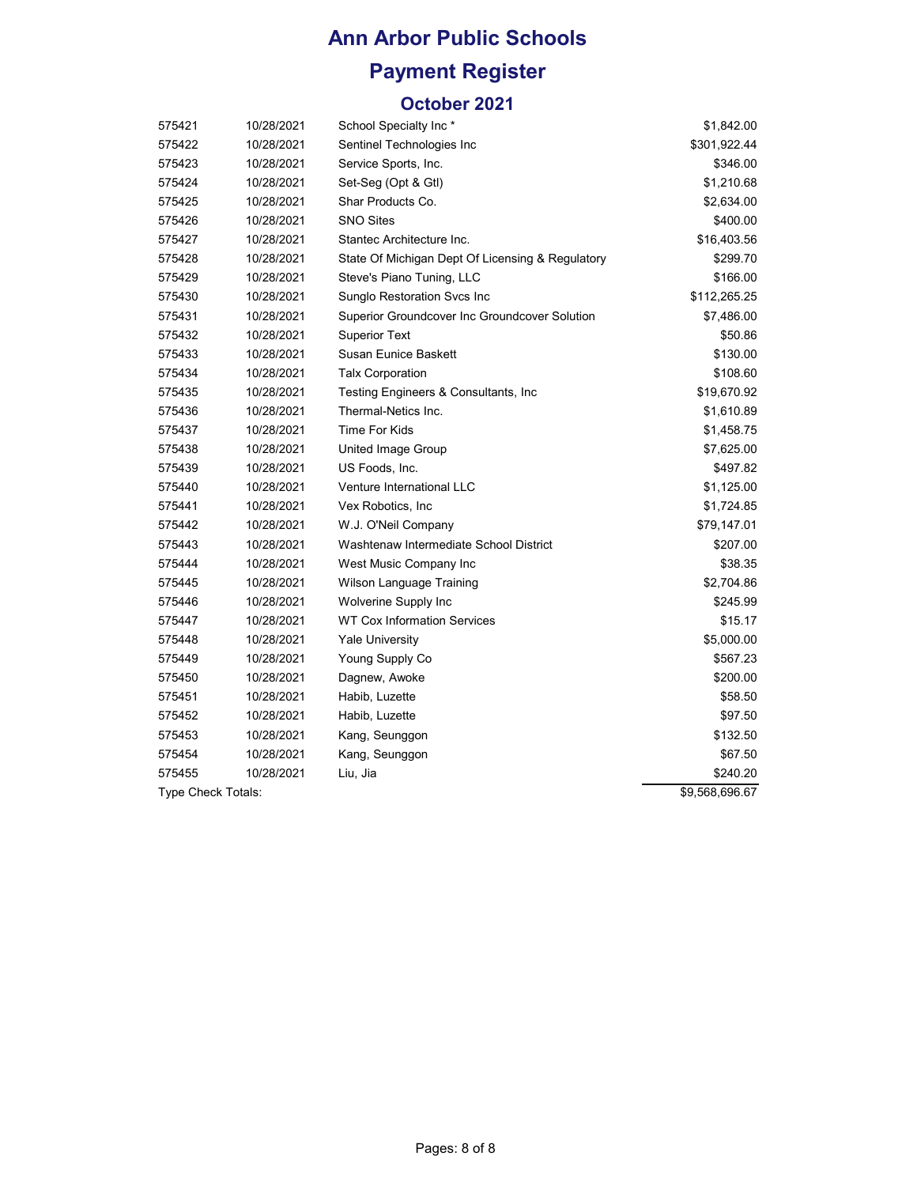# Ann Arbor Public Schools

## Payment Register

### October 2021

| | | | |
|---|---|---|---|
| 575421 | 10/28/2021 | School Specialty Inc * | $1,842.00 |
| 575422 | 10/28/2021 | Sentinel Technologies Inc | $301,922.44 |
| 575423 | 10/28/2021 | Service Sports, Inc. | $346.00 |
| 575424 | 10/28/2021 | Set-Seg (Opt & Gtl) | $1,210.68 |
| 575425 | 10/28/2021 | Shar Products Co. | $2,634.00 |
| 575426 | 10/28/2021 | SNO Sites | $400.00 |
| 575427 | 10/28/2021 | Stantec Architecture Inc. | $16,403.56 |
| 575428 | 10/28/2021 | State Of Michigan Dept Of Licensing & Regulatory | $299.70 |
| 575429 | 10/28/2021 | Steve's Piano Tuning, LLC | $166.00 |
| 575430 | 10/28/2021 | Sunglo Restoration Svcs Inc | $112,265.25 |
| 575431 | 10/28/2021 | Superior Groundcover Inc Groundcover Solution | $7,486.00 |
| 575432 | 10/28/2021 | Superior Text | $50.86 |
| 575433 | 10/28/2021 | Susan Eunice Baskett | $130.00 |
| 575434 | 10/28/2021 | Talx Corporation | $108.60 |
| 575435 | 10/28/2021 | Testing Engineers & Consultants, Inc | $19,670.92 |
| 575436 | 10/28/2021 | Thermal-Netics Inc. | $1,610.89 |
| 575437 | 10/28/2021 | Time For Kids | $1,458.75 |
| 575438 | 10/28/2021 | United Image Group | $7,625.00 |
| 575439 | 10/28/2021 | US Foods, Inc. | $497.82 |
| 575440 | 10/28/2021 | Venture International LLC | $1,125.00 |
| 575441 | 10/28/2021 | Vex Robotics, Inc | $1,724.85 |
| 575442 | 10/28/2021 | W.J. O'Neil Company | $79,147.01 |
| 575443 | 10/28/2021 | Washtenaw Intermediate School District | $207.00 |
| 575444 | 10/28/2021 | West Music Company Inc | $38.35 |
| 575445 | 10/28/2021 | Wilson Language Training | $2,704.86 |
| 575446 | 10/28/2021 | Wolverine Supply Inc | $245.99 |
| 575447 | 10/28/2021 | WT Cox Information Services | $15.17 |
| 575448 | 10/28/2021 | Yale University | $5,000.00 |
| 575449 | 10/28/2021 | Young Supply Co | $567.23 |
| 575450 | 10/28/2021 | Dagnew, Awoke | $200.00 |
| 575451 | 10/28/2021 | Habib, Luzette | $58.50 |
| 575452 | 10/28/2021 | Habib, Luzette | $97.50 |
| 575453 | 10/28/2021 | Kang, Seunggon | $132.50 |
| 575454 | 10/28/2021 | Kang, Seunggon | $67.50 |
| 575455 | 10/28/2021 | Liu, Jia | $240.20 |
| Type Check Totals: | | | $9,568,696.67 |